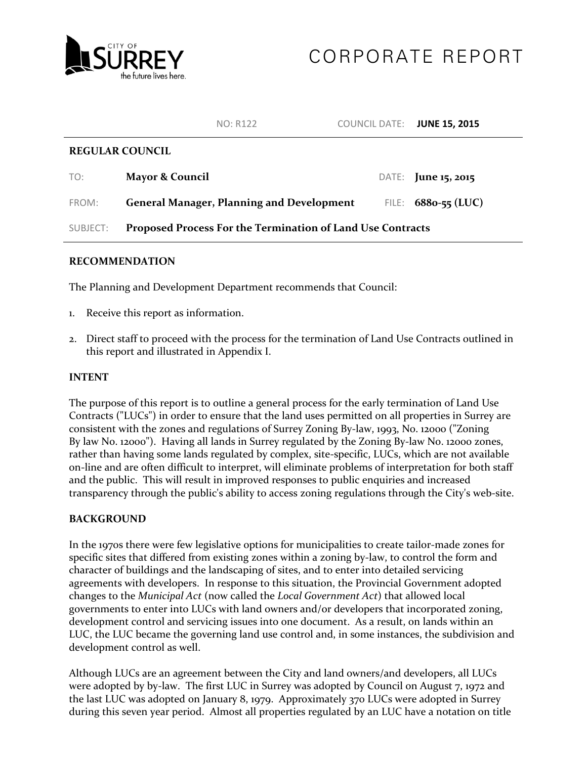# CORPORATE REPORT

NO: R122 COUNCIL DATE: **JUNE 15, 2015**

**REGULAR COUNCIL**

| | | | |
|---|---|---|---|
| TO: | **Mayor & Council** | DATE: | **June 15, 2015** |
| FROM: | **General Manager, Planning and Development** | FILE: | **6880-55 (LUC)** |
| SUBJECT: | **Proposed Process For the Termination of Land Use Contracts** | | |

**RECOMMENDATION**

The Planning and Development Department recommends that Council:

1. Receive this report as information.
2. Direct staff to proceed with the process for the termination of Land Use Contracts outlined in this report and illustrated in Appendix I.

**INTENT**

The purpose of this report is to outline a general process for the early termination of Land Use Contracts ("LUCs") in order to ensure that the land uses permitted on all properties in Surrey are consistent with the zones and regulations of Surrey Zoning By-law, 1993, No. 12000 ("Zoning By law No. 12000"). Having all lands in Surrey regulated by the Zoning By-law No. 12000 zones, rather than having some lands regulated by complex, site-specific, LUCs, which are not available on-line and are often difficult to interpret, will eliminate problems of interpretation for both staff and the public. This will result in improved responses to public enquiries and increased transparency through the public's ability to access zoning regulations through the City's web-site.

**BACKGROUND**

In the 1970s there were few legislative options for municipalities to create tailor-made zones for specific sites that differed from existing zones within a zoning by-law, to control the form and character of buildings and the landscaping of sites, and to enter into detailed servicing agreements with developers. In response to this situation, the Provincial Government adopted changes to the *Municipal Act* (now called the *Local Government Act*) that allowed local governments to enter into LUCs with land owners and/or developers that incorporated zoning, development control and servicing issues into one document. As a result, on lands within an LUC, the LUC became the governing land use control and, in some instances, the subdivision and development control as well.

Although LUCs are an agreement between the City and land owners/and developers, all LUCs were adopted by by-law. The first LUC in Surrey was adopted by Council on August 7, 1972 and the last LUC was adopted on January 8, 1979. Approximately 370 LUCs were adopted in Surrey during this seven year period. Almost all properties regulated by an LUC have a notation on title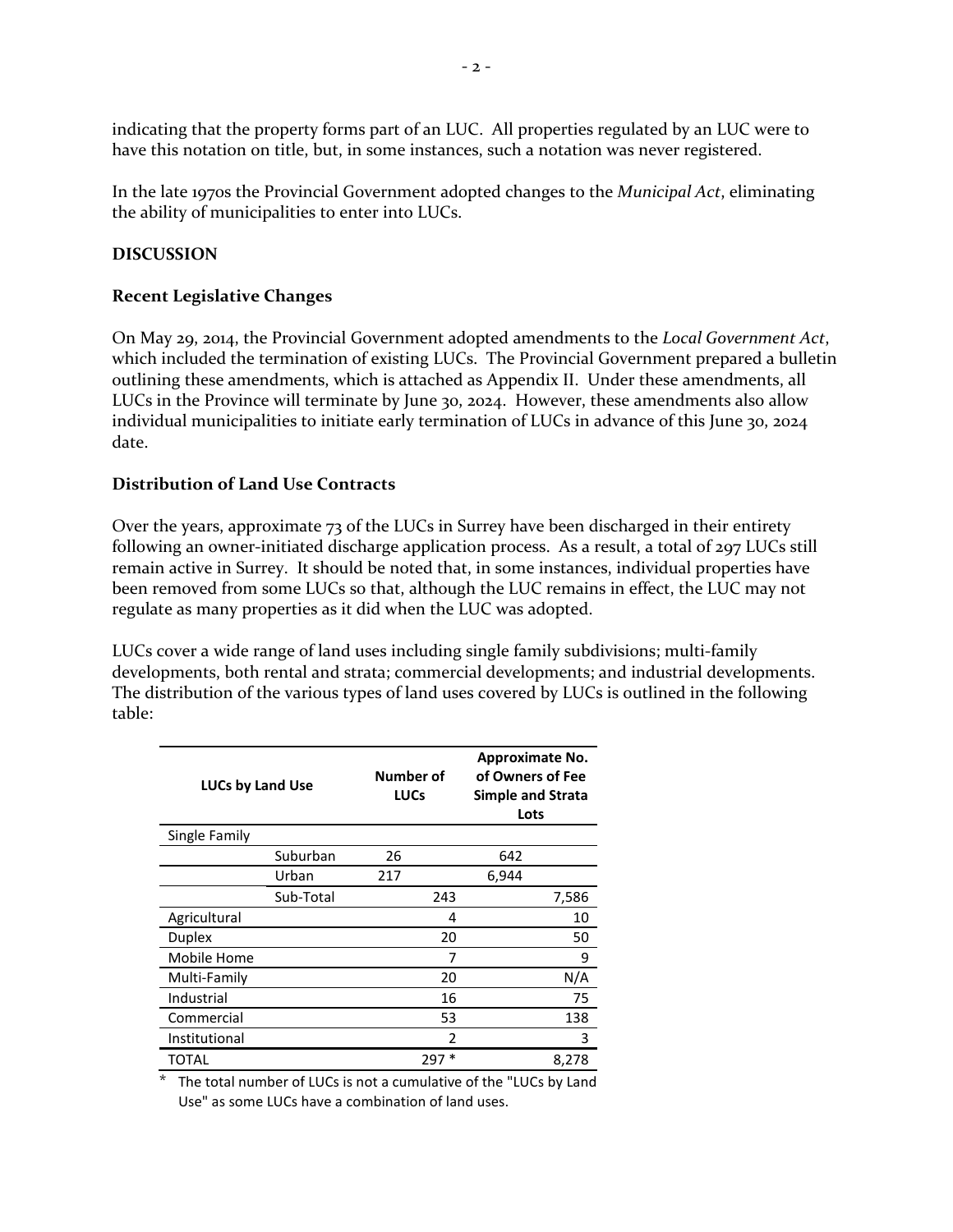indicating that the property forms part of an LUC. All properties regulated by an LUC were to have this notation on title, but, in some instances, such a notation was never registered.

In the late 1970s the Provincial Government adopted changes to the *Municipal Act*, eliminating the ability of municipalities to enter into LUCs.

**DISCUSSION**

**Recent Legislative Changes**

On May 29, 2014, the Provincial Government adopted amendments to the *Local Government Act*, which included the termination of existing LUCs. The Provincial Government prepared a bulletin outlining these amendments, which is attached as Appendix II. Under these amendments, all LUCs in the Province will terminate by June 30, 2024. However, these amendments also allow individual municipalities to initiate early termination of LUCs in advance of this June 30, 2024 date.

**Distribution of Land Use Contracts**

Over the years, approximate 73 of the LUCs in Surrey have been discharged in their entirety following an owner-initiated discharge application process. As a result, a total of 297 LUCs still remain active in Surrey. It should be noted that, in some instances, individual properties have been removed from some LUCs so that, although the LUC remains in effect, the LUC may not regulate as many properties as it did when the LUC was adopted.

LUCs cover a wide range of land uses including single family subdivisions; multi-family developments, both rental and strata; commercial developments; and industrial developments. The distribution of the various types of land uses covered by LUCs is outlined in the following table:

| LUCs by Land Use | | Number of LUCs | Approximate No. of Owners of Fee Simple and Strata Lots |
|---|---|---|---|
| Single Family | | | |
| | Suburban | 26 | 642 |
| | Urban | 217 | 6,944 |
| | Sub-Total | 243 | 7,586 |
| Agricultural | | 4 | 10 |
| Duplex | | 20 | 50 |
| Mobile Home | | 7 | 9 |
| Multi-Family | | 20 | N/A |
| Industrial | | 16 | 75 |
| Commercial | | 53 | 138 |
| Institutional | | 2 | 3 |
| TOTAL | | 297 * | 8,278 |

\* The total number of LUCs is not a cumulative of the "LUCs by Land Use" as some LUCs have a combination of land uses.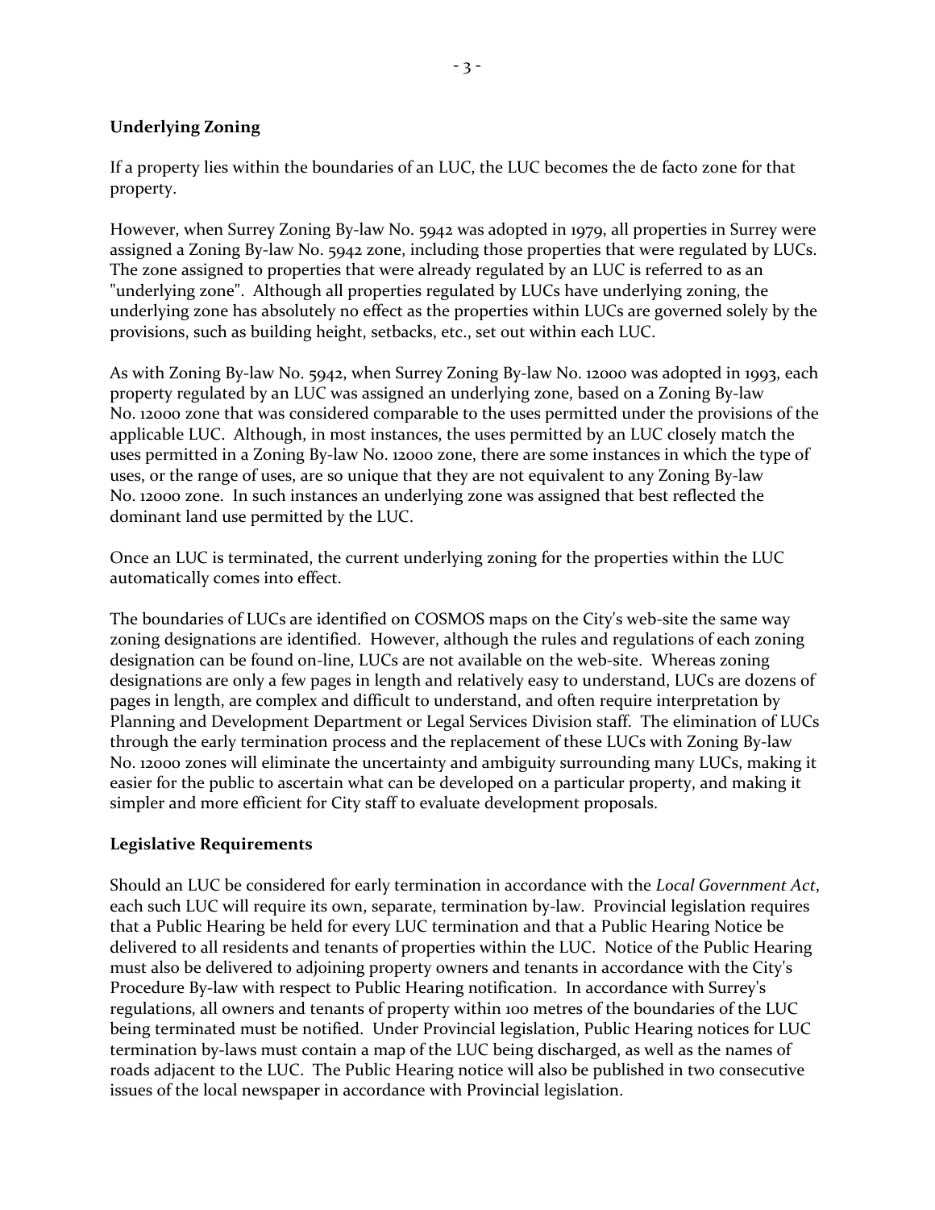**Underlying Zoning**

If a property lies within the boundaries of an LUC, the LUC becomes the de facto zone for that property.

However, when Surrey Zoning By-law No. 5942 was adopted in 1979, all properties in Surrey were assigned a Zoning By-law No. 5942 zone, including those properties that were regulated by LUCs. The zone assigned to properties that were already regulated by an LUC is referred to as an "underlying zone". Although all properties regulated by LUCs have underlying zoning, the underlying zone has absolutely no effect as the properties within LUCs are governed solely by the provisions, such as building height, setbacks, etc., set out within each LUC.

As with Zoning By-law No. 5942, when Surrey Zoning By-law No. 12000 was adopted in 1993, each property regulated by an LUC was assigned an underlying zone, based on a Zoning By-law No. 12000 zone that was considered comparable to the uses permitted under the provisions of the applicable LUC. Although, in most instances, the uses permitted by an LUC closely match the uses permitted in a Zoning By-law No. 12000 zone, there are some instances in which the type of uses, or the range of uses, are so unique that they are not equivalent to any Zoning By-law No. 12000 zone. In such instances an underlying zone was assigned that best reflected the dominant land use permitted by the LUC.

Once an LUC is terminated, the current underlying zoning for the properties within the LUC automatically comes into effect.

The boundaries of LUCs are identified on COSMOS maps on the City's web-site the same way zoning designations are identified. However, although the rules and regulations of each zoning designation can be found on-line, LUCs are not available on the web-site. Whereas zoning designations are only a few pages in length and relatively easy to understand, LUCs are dozens of pages in length, are complex and difficult to understand, and often require interpretation by Planning and Development Department or Legal Services Division staff. The elimination of LUCs through the early termination process and the replacement of these LUCs with Zoning By-law No. 12000 zones will eliminate the uncertainty and ambiguity surrounding many LUCs, making it easier for the public to ascertain what can be developed on a particular property, and making it simpler and more efficient for City staff to evaluate development proposals.

**Legislative Requirements**

Should an LUC be considered for early termination in accordance with the *Local Government Act*, each such LUC will require its own, separate, termination by-law. Provincial legislation requires that a Public Hearing be held for every LUC termination and that a Public Hearing Notice be delivered to all residents and tenants of properties within the LUC. Notice of the Public Hearing must also be delivered to adjoining property owners and tenants in accordance with the City's Procedure By-law with respect to Public Hearing notification. In accordance with Surrey's regulations, all owners and tenants of property within 100 metres of the boundaries of the LUC being terminated must be notified. Under Provincial legislation, Public Hearing notices for LUC termination by-laws must contain a map of the LUC being discharged, as well as the names of roads adjacent to the LUC. The Public Hearing notice will also be published in two consecutive issues of the local newspaper in accordance with Provincial legislation.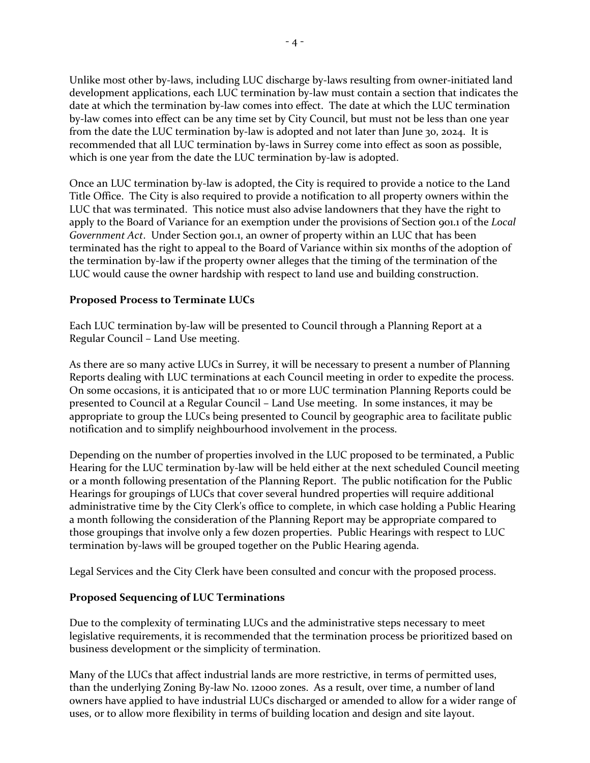Unlike most other by-laws, including LUC discharge by-laws resulting from owner-initiated land development applications, each LUC termination by-law must contain a section that indicates the date at which the termination by-law comes into effect. The date at which the LUC termination by-law comes into effect can be any time set by City Council, but must not be less than one year from the date the LUC termination by-law is adopted and not later than June 30, 2024. It is recommended that all LUC termination by-laws in Surrey come into effect as soon as possible, which is one year from the date the LUC termination by-law is adopted.

Once an LUC termination by-law is adopted, the City is required to provide a notice to the Land Title Office. The City is also required to provide a notification to all property owners within the LUC that was terminated. This notice must also advise landowners that they have the right to apply to the Board of Variance for an exemption under the provisions of Section 901.1 of the *Local Government Act*. Under Section 901.1, an owner of property within an LUC that has been terminated has the right to appeal to the Board of Variance within six months of the adoption of the termination by-law if the property owner alleges that the timing of the termination of the LUC would cause the owner hardship with respect to land use and building construction.

**Proposed Process to Terminate LUCs**

Each LUC termination by-law will be presented to Council through a Planning Report at a Regular Council – Land Use meeting.

As there are so many active LUCs in Surrey, it will be necessary to present a number of Planning Reports dealing with LUC terminations at each Council meeting in order to expedite the process. On some occasions, it is anticipated that 10 or more LUC termination Planning Reports could be presented to Council at a Regular Council – Land Use meeting. In some instances, it may be appropriate to group the LUCs being presented to Council by geographic area to facilitate public notification and to simplify neighbourhood involvement in the process.

Depending on the number of properties involved in the LUC proposed to be terminated, a Public Hearing for the LUC termination by-law will be held either at the next scheduled Council meeting or a month following presentation of the Planning Report. The public notification for the Public Hearings for groupings of LUCs that cover several hundred properties will require additional administrative time by the City Clerk's office to complete, in which case holding a Public Hearing a month following the consideration of the Planning Report may be appropriate compared to those groupings that involve only a few dozen properties. Public Hearings with respect to LUC termination by-laws will be grouped together on the Public Hearing agenda.

Legal Services and the City Clerk have been consulted and concur with the proposed process.

**Proposed Sequencing of LUC Terminations**

Due to the complexity of terminating LUCs and the administrative steps necessary to meet legislative requirements, it is recommended that the termination process be prioritized based on business development or the simplicity of termination.

Many of the LUCs that affect industrial lands are more restrictive, in terms of permitted uses, than the underlying Zoning By-law No. 12000 zones. As a result, over time, a number of land owners have applied to have industrial LUCs discharged or amended to allow for a wider range of uses, or to allow more flexibility in terms of building location and design and site layout.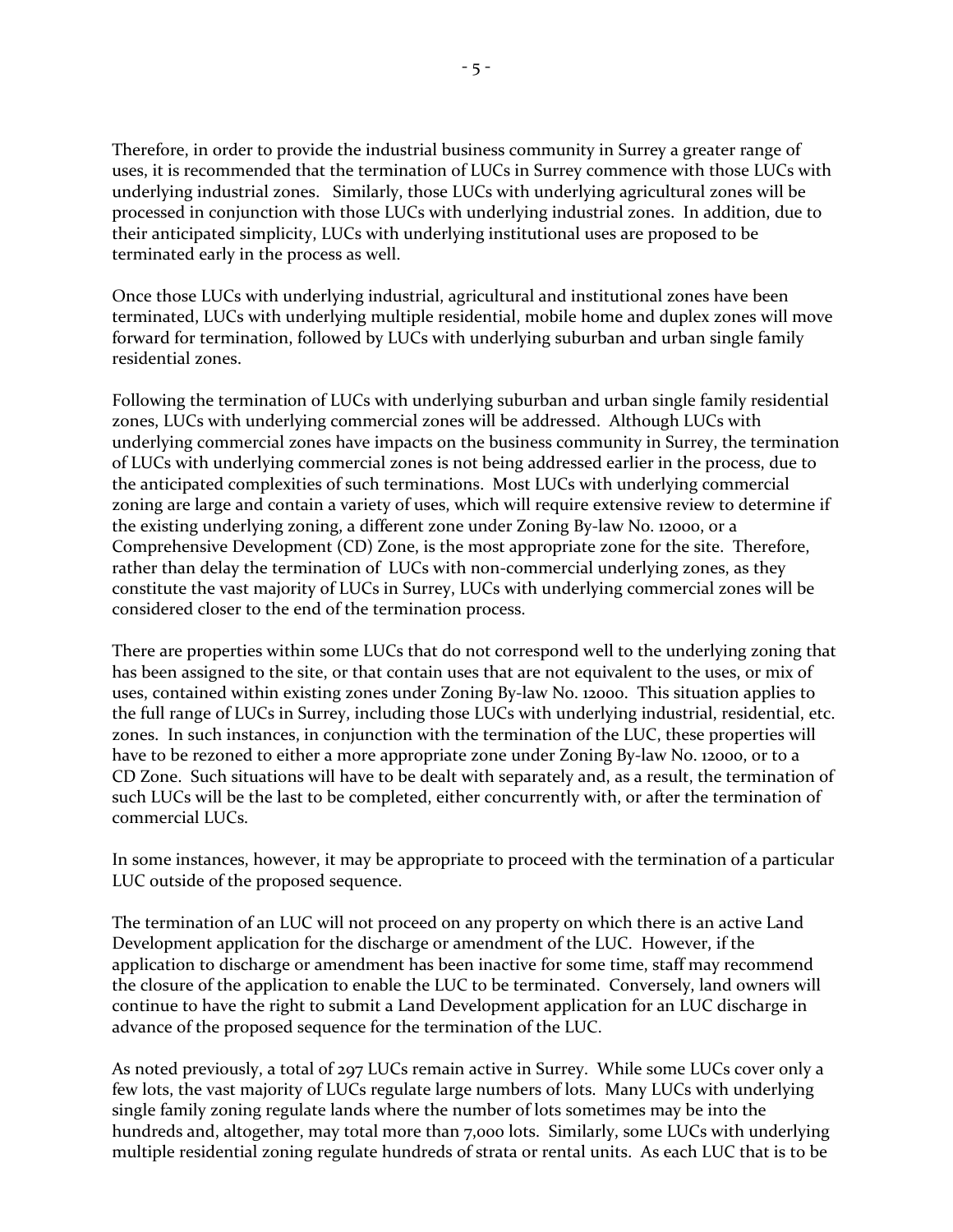Therefore, in order to provide the industrial business community in Surrey a greater range of uses, it is recommended that the termination of LUCs in Surrey commence with those LUCs with underlying industrial zones. Similarly, those LUCs with underlying agricultural zones will be processed in conjunction with those LUCs with underlying industrial zones. In addition, due to their anticipated simplicity, LUCs with underlying institutional uses are proposed to be terminated early in the process as well.

Once those LUCs with underlying industrial, agricultural and institutional zones have been terminated, LUCs with underlying multiple residential, mobile home and duplex zones will move forward for termination, followed by LUCs with underlying suburban and urban single family residential zones.

Following the termination of LUCs with underlying suburban and urban single family residential zones, LUCs with underlying commercial zones will be addressed. Although LUCs with underlying commercial zones have impacts on the business community in Surrey, the termination of LUCs with underlying commercial zones is not being addressed earlier in the process, due to the anticipated complexities of such terminations. Most LUCs with underlying commercial zoning are large and contain a variety of uses, which will require extensive review to determine if the existing underlying zoning, a different zone under Zoning By-law No. 12000, or a Comprehensive Development (CD) Zone, is the most appropriate zone for the site. Therefore, rather than delay the termination of LUCs with non-commercial underlying zones, as they constitute the vast majority of LUCs in Surrey, LUCs with underlying commercial zones will be considered closer to the end of the termination process.

There are properties within some LUCs that do not correspond well to the underlying zoning that has been assigned to the site, or that contain uses that are not equivalent to the uses, or mix of uses, contained within existing zones under Zoning By-law No. 12000. This situation applies to the full range of LUCs in Surrey, including those LUCs with underlying industrial, residential, etc. zones. In such instances, in conjunction with the termination of the LUC, these properties will have to be rezoned to either a more appropriate zone under Zoning By-law No. 12000, or to a CD Zone. Such situations will have to be dealt with separately and, as a result, the termination of such LUCs will be the last to be completed, either concurrently with, or after the termination of commercial LUCs.

In some instances, however, it may be appropriate to proceed with the termination of a particular LUC outside of the proposed sequence.

The termination of an LUC will not proceed on any property on which there is an active Land Development application for the discharge or amendment of the LUC. However, if the application to discharge or amendment has been inactive for some time, staff may recommend the closure of the application to enable the LUC to be terminated. Conversely, land owners will continue to have the right to submit a Land Development application for an LUC discharge in advance of the proposed sequence for the termination of the LUC.

As noted previously, a total of 297 LUCs remain active in Surrey. While some LUCs cover only a few lots, the vast majority of LUCs regulate large numbers of lots. Many LUCs with underlying single family zoning regulate lands where the number of lots sometimes may be into the hundreds and, altogether, may total more than 7,000 lots. Similarly, some LUCs with underlying multiple residential zoning regulate hundreds of strata or rental units. As each LUC that is to be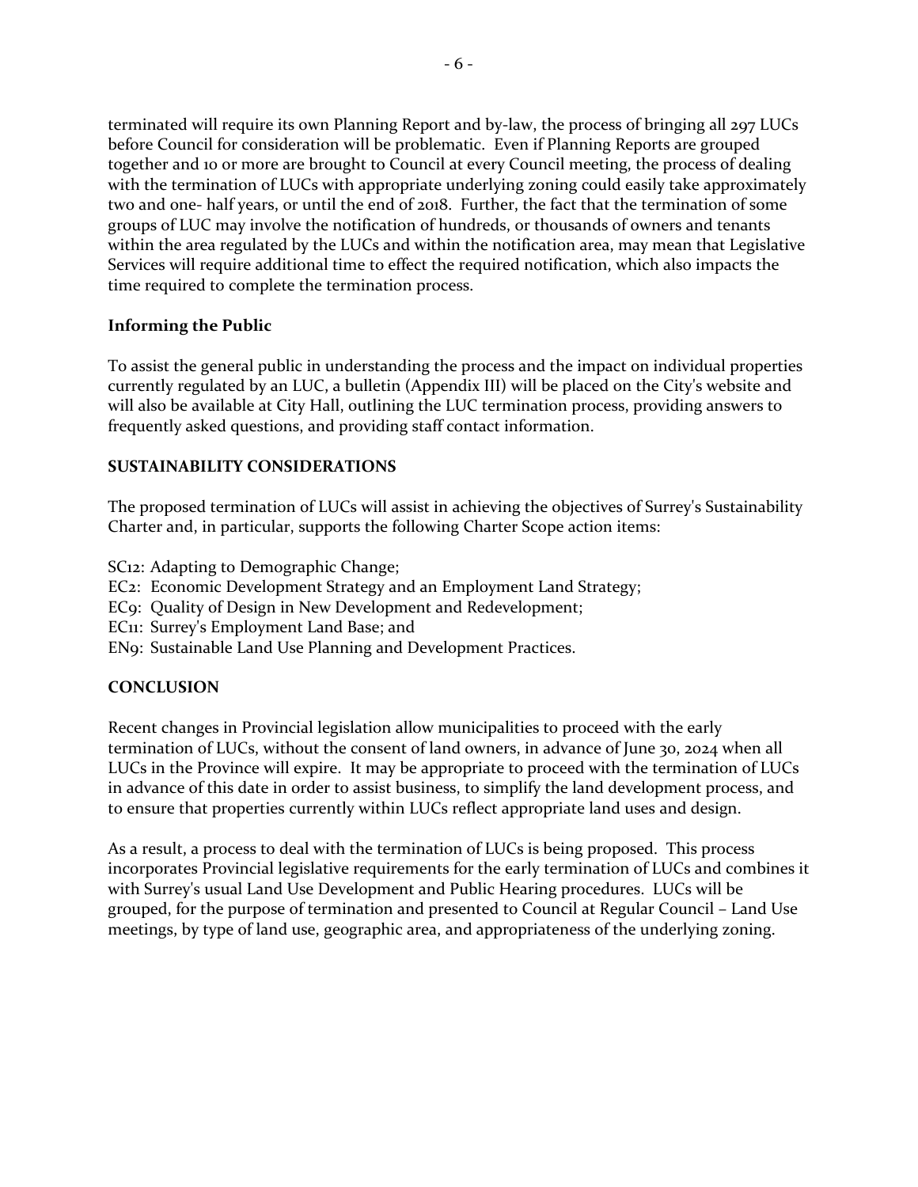terminated will require its own Planning Report and by-law, the process of bringing all 297 LUCs before Council for consideration will be problematic. Even if Planning Reports are grouped together and 10 or more are brought to Council at every Council meeting, the process of dealing with the termination of LUCs with appropriate underlying zoning could easily take approximately two and one- half years, or until the end of 2018. Further, the fact that the termination of some groups of LUC may involve the notification of hundreds, or thousands of owners and tenants within the area regulated by the LUCs and within the notification area, may mean that Legislative Services will require additional time to effect the required notification, which also impacts the time required to complete the termination process.

**Informing the Public**

To assist the general public in understanding the process and the impact on individual properties currently regulated by an LUC, a bulletin (Appendix III) will be placed on the City's website and will also be available at City Hall, outlining the LUC termination process, providing answers to frequently asked questions, and providing staff contact information.

**SUSTAINABILITY CONSIDERATIONS**

The proposed termination of LUCs will assist in achieving the objectives of Surrey's Sustainability Charter and, in particular, supports the following Charter Scope action items:

SC12: Adapting to Demographic Change;
EC2: Economic Development Strategy and an Employment Land Strategy;
EC9: Quality of Design in New Development and Redevelopment;
EC11: Surrey's Employment Land Base; and
EN9: Sustainable Land Use Planning and Development Practices.

**CONCLUSION**

Recent changes in Provincial legislation allow municipalities to proceed with the early termination of LUCs, without the consent of land owners, in advance of June 30, 2024 when all LUCs in the Province will expire. It may be appropriate to proceed with the termination of LUCs in advance of this date in order to assist business, to simplify the land development process, and to ensure that properties currently within LUCs reflect appropriate land uses and design.

As a result, a process to deal with the termination of LUCs is being proposed. This process incorporates Provincial legislative requirements for the early termination of LUCs and combines it with Surrey's usual Land Use Development and Public Hearing procedures. LUCs will be grouped, for the purpose of termination and presented to Council at Regular Council – Land Use meetings, by type of land use, geographic area, and appropriateness of the underlying zoning.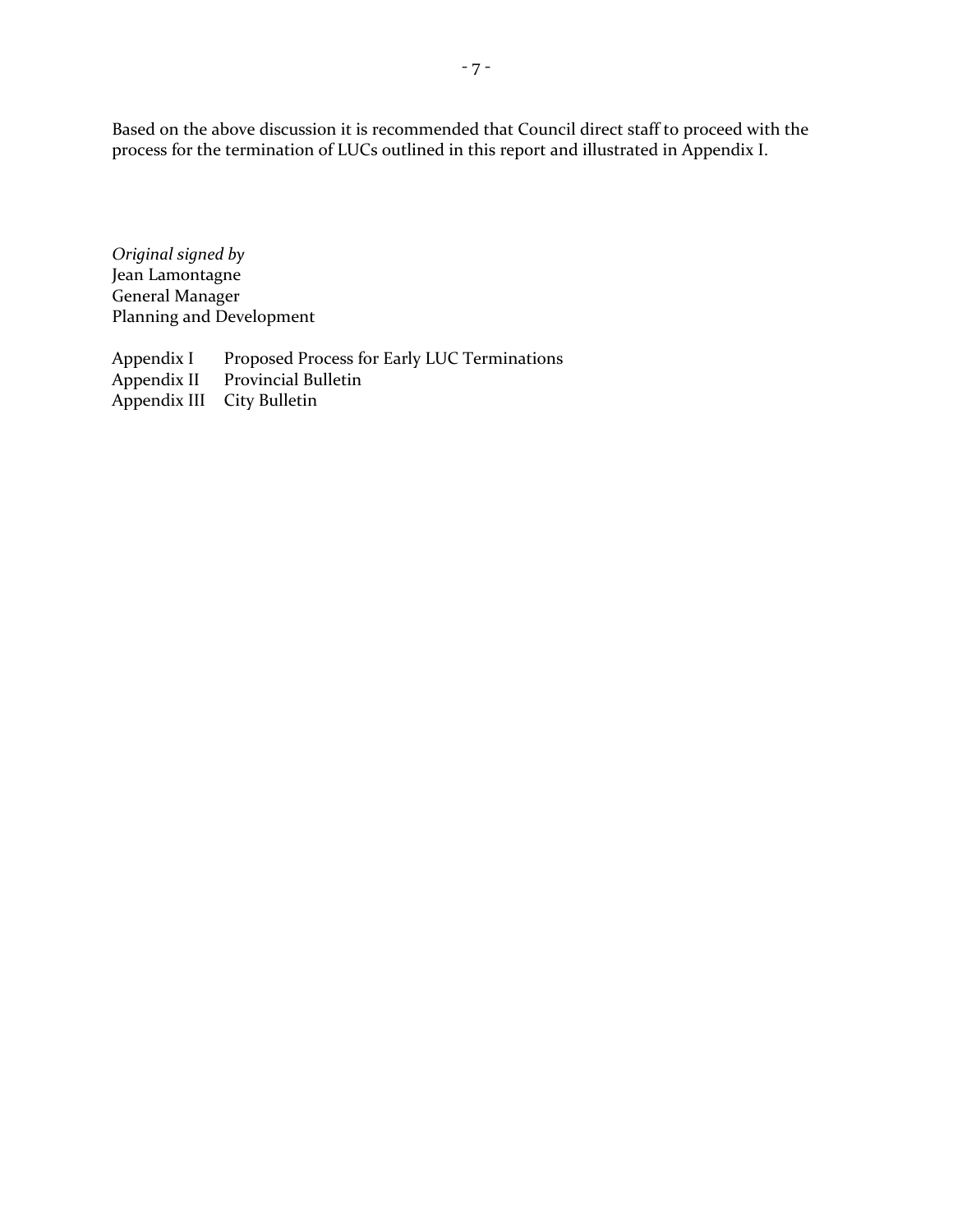Based on the above discussion it is recommended that Council direct staff to proceed with the process for the termination of LUCs outlined in this report and illustrated in Appendix I.

*Original signed by*
Jean Lamontagne
General Manager
Planning and Development

Appendix I    Proposed Process for Early LUC Terminations
Appendix II    Provincial Bulletin
Appendix III    City Bulletin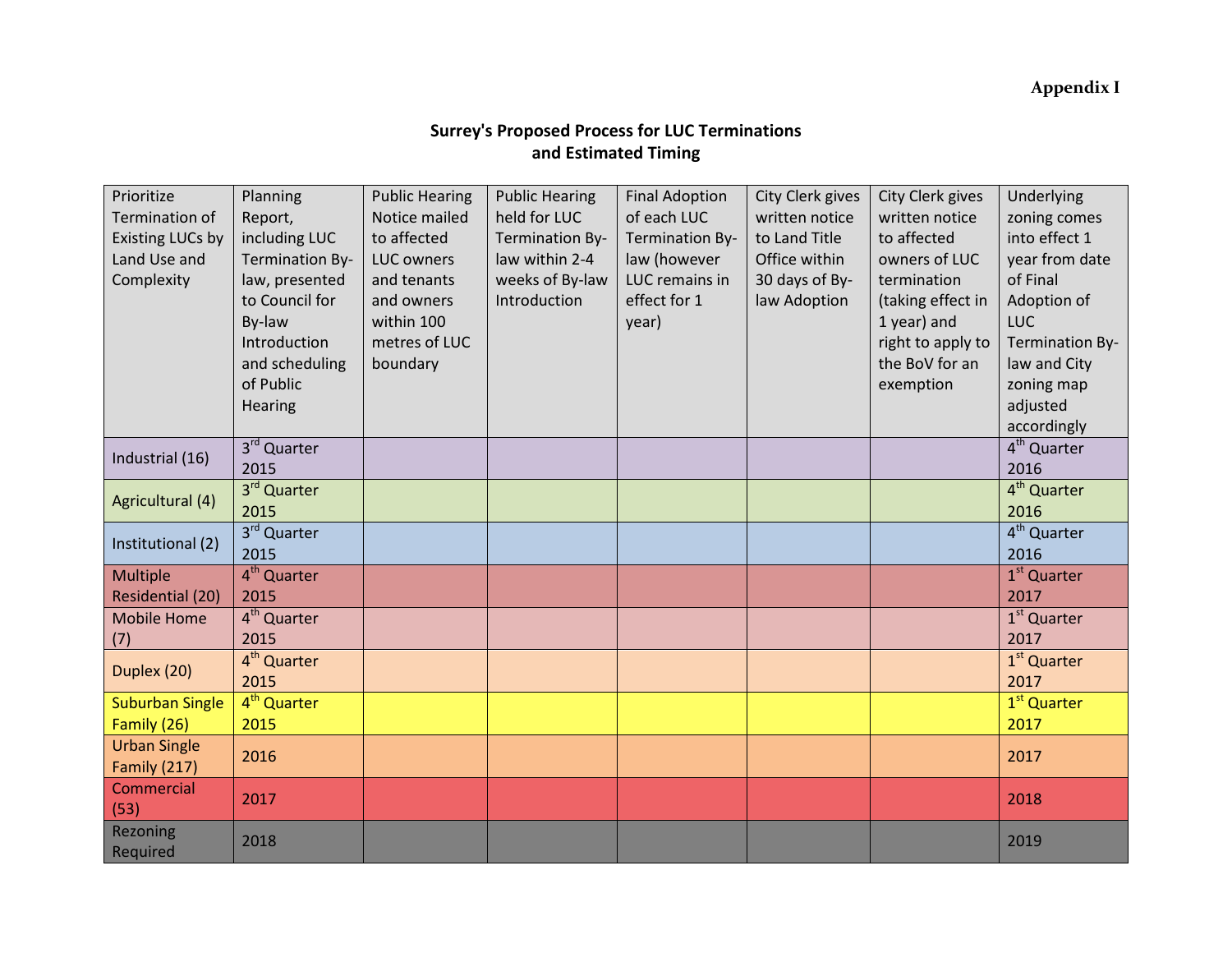Appendix I

## Surrey's Proposed Process for LUC Terminations and Estimated Timing

| Prioritize Termination of Existing LUCs by Land Use and Complexity | Planning Report, including LUC Termination By-law, presented to Council for By-law Introduction and scheduling of Public Hearing | Public Hearing Notice mailed to affected LUC owners and tenants and owners within 100 metres of LUC boundary | Public Hearing held for LUC Termination By-law within 2-4 weeks of By-law Introduction | Final Adoption of each LUC Termination By-law (however LUC remains in effect for 1 year) | City Clerk gives written notice to Land Title Office within 30 days of By-law Adoption | City Clerk gives written notice to affected owners of LUC termination (taking effect in 1 year) and right to apply to the BoV for an exemption | Underlying zoning comes into effect 1 year from date of Final Adoption of LUC Termination By-law and City zoning map adjusted accordingly |
|---|---|---|---|---|---|---|---|
| Industrial (16) | 3rd Quarter 2015 | | | | | | 4th Quarter 2016 |
| Agricultural (4) | 3rd Quarter 2015 | | | | | | 4th Quarter 2016 |
| Institutional (2) | 3rd Quarter 2015 | | | | | | 4th Quarter 2016 |
| Multiple Residential (20) | 4th Quarter 2015 | | | | | | 1st Quarter 2017 |
| Mobile Home (7) | 4th Quarter 2015 | | | | | | 1st Quarter 2017 |
| Duplex (20) | 4th Quarter 2015 | | | | | | 1st Quarter 2017 |
| Suburban Single Family (26) | 4th Quarter 2015 | | | | | | 1st Quarter 2017 |
| Urban Single Family (217) | 2016 | | | | | | 2017 |
| Commercial (53) | 2017 | | | | | | 2018 |
| Rezoning Required | 2018 | | | | | | 2019 |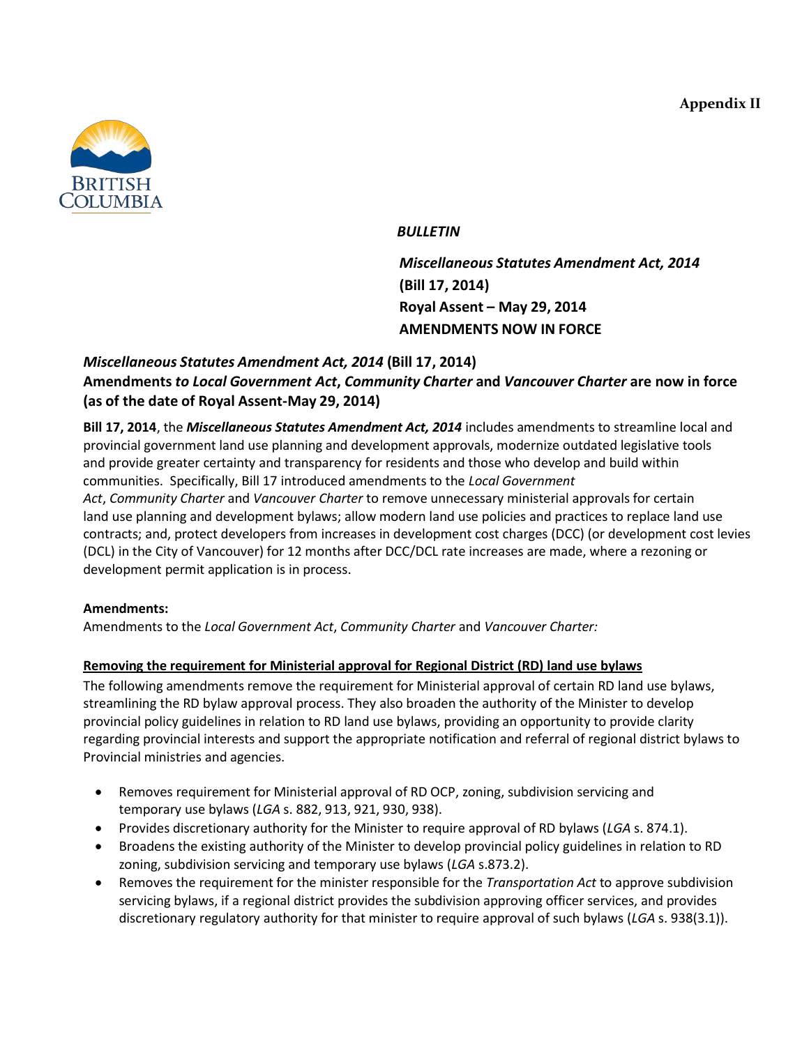**Appendix II**

*BULLETIN*

***Miscellaneous Statutes Amendment Act, 2014***
**(Bill 17, 2014)**
**Royal Assent – May 29, 2014**
**AMENDMENTS NOW IN FORCE**

## *Miscellaneous Statutes Amendment Act, 2014* (Bill 17, 2014) Amendments *to Local Government Act*, *Community Charter* and *Vancouver Charter* are now in force (as of the date of Royal Assent-May 29, 2014)

**Bill 17, 2014**, the ***Miscellaneous Statutes Amendment Act, 2014*** includes amendments to streamline local and provincial government land use planning and development approvals, modernize outdated legislative tools and provide greater certainty and transparency for residents and those who develop and build within communities. Specifically, Bill 17 introduced amendments to the *Local Government Act*, *Community Charter* and *Vancouver Charter* to remove unnecessary ministerial approvals for certain land use planning and development bylaws; allow modern land use policies and practices to replace land use contracts; and, protect developers from increases in development cost charges (DCC) (or development cost levies (DCL) in the City of Vancouver) for 12 months after DCC/DCL rate increases are made, where a rezoning or development permit application is in process.

**Amendments:**
Amendments to the *Local Government Act*, *Community Charter* and *Vancouver Charter:*

**Removing the requirement for Ministerial approval for Regional District (RD) land use bylaws**

The following amendments remove the requirement for Ministerial approval of certain RD land use bylaws, streamlining the RD bylaw approval process. They also broaden the authority of the Minister to develop provincial policy guidelines in relation to RD land use bylaws, providing an opportunity to provide clarity regarding provincial interests and support the appropriate notification and referral of regional district bylaws to Provincial ministries and agencies.

- Removes requirement for Ministerial approval of RD OCP, zoning, subdivision servicing and temporary use bylaws (*LGA* s. 882, 913, 921, 930, 938).
- Provides discretionary authority for the Minister to require approval of RD bylaws (*LGA* s. 874.1).
- Broadens the existing authority of the Minister to develop provincial policy guidelines in relation to RD zoning, subdivision servicing and temporary use bylaws (*LGA* s.873.2).
- Removes the requirement for the minister responsible for the *Transportation Act* to approve subdivision servicing bylaws, if a regional district provides the subdivision approving officer services, and provides discretionary regulatory authority for that minister to require approval of such bylaws (*LGA* s. 938(3.1)).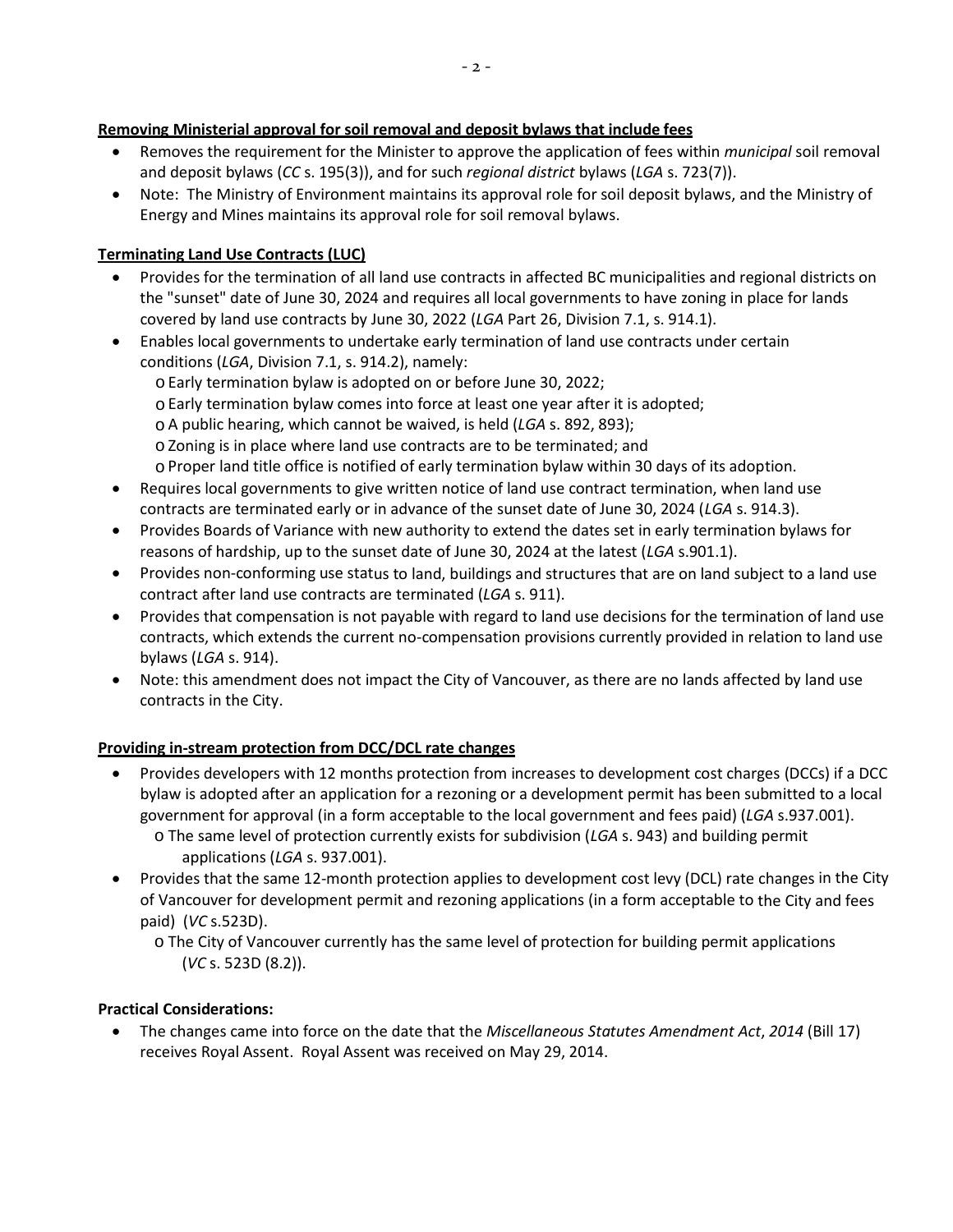**Removing Ministerial approval for soil removal and deposit bylaws that include fees**

- Removes the requirement for the Minister to approve the application of fees within *municipal* soil removal and deposit bylaws (*CC* s. 195(3)), and for such *regional district* bylaws (*LGA* s. 723(7)).
- Note: The Ministry of Environment maintains its approval role for soil deposit bylaws, and the Ministry of Energy and Mines maintains its approval role for soil removal bylaws.

**Terminating Land Use Contracts (LUC)**

- Provides for the termination of all land use contracts in affected BC municipalities and regional districts on the "sunset" date of June 30, 2024 and requires all local governments to have zoning in place for lands covered by land use contracts by June 30, 2022 (*LGA* Part 26, Division 7.1, s. 914.1).
- Enables local governments to undertake early termination of land use contracts under certain conditions (*LGA*, Division 7.1, s. 914.2), namely:
  - Early termination bylaw is adopted on or before June 30, 2022;
  - Early termination bylaw comes into force at least one year after it is adopted;
  - A public hearing, which cannot be waived, is held (*LGA* s. 892, 893);
  - Zoning is in place where land use contracts are to be terminated; and
  - Proper land title office is notified of early termination bylaw within 30 days of its adoption.
- Requires local governments to give written notice of land use contract termination, when land use contracts are terminated early or in advance of the sunset date of June 30, 2024 (*LGA* s. 914.3).
- Provides Boards of Variance with new authority to extend the dates set in early termination bylaws for reasons of hardship, up to the sunset date of June 30, 2024 at the latest (*LGA* s.901.1).
- Provides non-conforming use status to land, buildings and structures that are on land subject to a land use contract after land use contracts are terminated (*LGA* s. 911).
- Provides that compensation is not payable with regard to land use decisions for the termination of land use contracts, which extends the current no-compensation provisions currently provided in relation to land use bylaws (*LGA* s. 914).
- Note: this amendment does not impact the City of Vancouver, as there are no lands affected by land use contracts in the City.

**Providing in-stream protection from DCC/DCL rate changes**

- Provides developers with 12 months protection from increases to development cost charges (DCCs) if a DCC bylaw is adopted after an application for a rezoning or a development permit has been submitted to a local government for approval (in a form acceptable to the local government and fees paid) (*LGA* s.937.001).
  - The same level of protection currently exists for subdivision (*LGA* s. 943) and building permit applications (*LGA* s. 937.001).
- Provides that the same 12-month protection applies to development cost levy (DCL) rate changes in the City of Vancouver for development permit and rezoning applications (in a form acceptable to the City and fees paid) (*VC* s.523D).
  - The City of Vancouver currently has the same level of protection for building permit applications (*VC* s. 523D (8.2)).

**Practical Considerations:**

- The changes came into force on the date that the *Miscellaneous Statutes Amendment Act*, *2014* (Bill 17) receives Royal Assent. Royal Assent was received on May 29, 2014.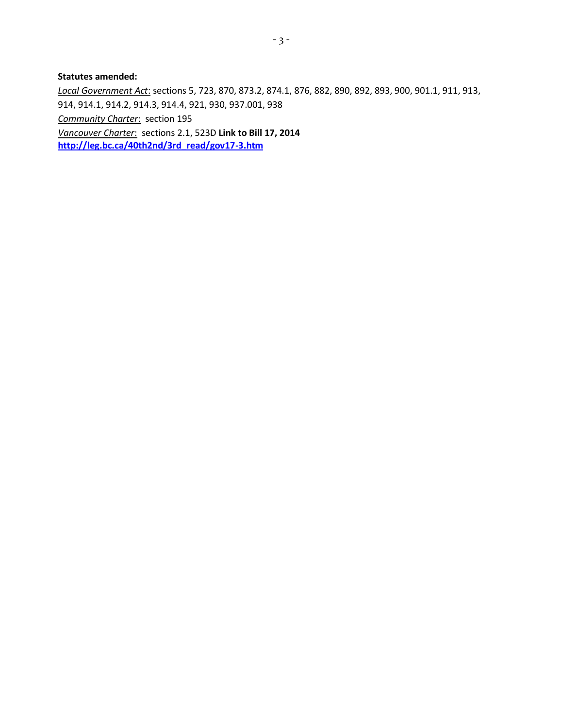**Statutes amended:**

_Local Government Act_: sections 5, 723, 870, 873.2, 874.1, 876, 882, 890, 892, 893, 900, 901.1, 911, 913, 914, 914.1, 914.2, 914.3, 914.4, 921, 930, 937.001, 938

_Community Charter_: section 195

_Vancouver Charter_: sections 2.1, 523D **Link to Bill 17, 2014**

**[http://leg.bc.ca/40th2nd/3rd_read/gov17-3.htm](http://leg.bc.ca/40th2nd/3rd_read/gov17-3.htm)**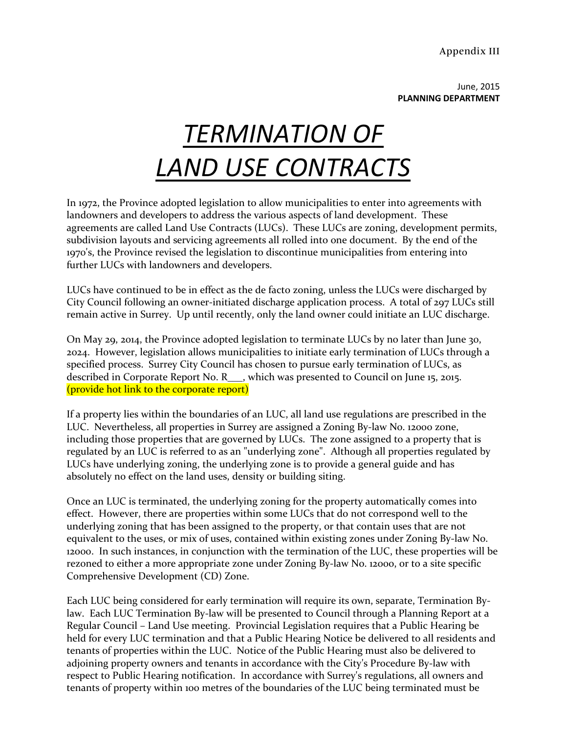Appendix III

June, 2015
**PLANNING DEPARTMENT**

# *TERMINATION OF LAND USE CONTRACTS*

In 1972, the Province adopted legislation to allow municipalities to enter into agreements with landowners and developers to address the various aspects of land development. These agreements are called Land Use Contracts (LUCs). These LUCs are zoning, development permits, subdivision layouts and servicing agreements all rolled into one document. By the end of the 1970's, the Province revised the legislation to discontinue municipalities from entering into further LUCs with landowners and developers.

LUCs have continued to be in effect as the de facto zoning, unless the LUCs were discharged by City Council following an owner-initiated discharge application process. A total of 297 LUCs still remain active in Surrey. Up until recently, only the land owner could initiate an LUC discharge.

On May 29, 2014, the Province adopted legislation to terminate LUCs by no later than June 30, 2024. However, legislation allows municipalities to initiate early termination of LUCs through a specified process. Surrey City Council has chosen to pursue early termination of LUCs, as described in Corporate Report No. R___, which was presented to Council on June 15, 2015. (provide hot link to the corporate report)

If a property lies within the boundaries of an LUC, all land use regulations are prescribed in the LUC. Nevertheless, all properties in Surrey are assigned a Zoning By-law No. 12000 zone, including those properties that are governed by LUCs. The zone assigned to a property that is regulated by an LUC is referred to as an "underlying zone". Although all properties regulated by LUCs have underlying zoning, the underlying zone is to provide a general guide and has absolutely no effect on the land uses, density or building siting.

Once an LUC is terminated, the underlying zoning for the property automatically comes into effect. However, there are properties within some LUCs that do not correspond well to the underlying zoning that has been assigned to the property, or that contain uses that are not equivalent to the uses, or mix of uses, contained within existing zones under Zoning By-law No. 12000. In such instances, in conjunction with the termination of the LUC, these properties will be rezoned to either a more appropriate zone under Zoning By-law No. 12000, or to a site specific Comprehensive Development (CD) Zone.

Each LUC being considered for early termination will require its own, separate, Termination By-law. Each LUC Termination By-law will be presented to Council through a Planning Report at a Regular Council – Land Use meeting. Provincial Legislation requires that a Public Hearing be held for every LUC termination and that a Public Hearing Notice be delivered to all residents and tenants of properties within the LUC. Notice of the Public Hearing must also be delivered to adjoining property owners and tenants in accordance with the City's Procedure By-law with respect to Public Hearing notification. In accordance with Surrey's regulations, all owners and tenants of property within 100 metres of the boundaries of the LUC being terminated must be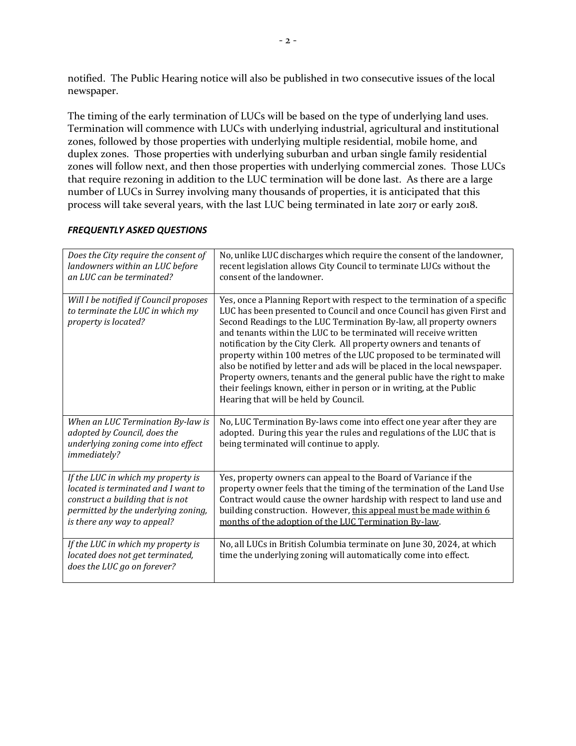notified. The Public Hearing notice will also be published in two consecutive issues of the local newspaper.

The timing of the early termination of LUCs will be based on the type of underlying land uses. Termination will commence with LUCs with underlying industrial, agricultural and institutional zones, followed by those properties with underlying multiple residential, mobile home, and duplex zones. Those properties with underlying suburban and urban single family residential zones will follow next, and then those properties with underlying commercial zones. Those LUCs that require rezoning in addition to the LUC termination will be done last. As there are a large number of LUCs in Surrey involving many thousands of properties, it is anticipated that this process will take several years, with the last LUC being terminated in late 2017 or early 2018.

***FREQUENTLY ASKED QUESTIONS***

| | |
|---|---|
| *Does the City require the consent of landowners within an LUC before an LUC can be terminated?* | No, unlike LUC discharges which require the consent of the landowner, recent legislation allows City Council to terminate LUCs without the consent of the landowner. |
| *Will I be notified if Council proposes to terminate the LUC in which my property is located?* | Yes, once a Planning Report with respect to the termination of a specific LUC has been presented to Council and once Council has given First and Second Readings to the LUC Termination By-law, all property owners and tenants within the LUC to be terminated will receive written notification by the City Clerk. All property owners and tenants of property within 100 metres of the LUC proposed to be terminated will also be notified by letter and ads will be placed in the local newspaper. Property owners, tenants and the general public have the right to make their feelings known, either in person or in writing, at the Public Hearing that will be held by Council. |
| *When an LUC Termination By-law is adopted by Council, does the underlying zoning come into effect immediately?* | No, LUC Termination By-laws come into effect one year after they are adopted. During this year the rules and regulations of the LUC that is being terminated will continue to apply. |
| *If the LUC in which my property is located is terminated and I want to construct a building that is not permitted by the underlying zoning, is there any way to appeal?* | Yes, property owners can appeal to the Board of Variance if the property owner feels that the timing of the termination of the Land Use Contract would cause the owner hardship with respect to land use and building construction. However, <u>this appeal must be made within 6 months of the adoption of the LUC Termination By-law</u>. |
| *If the LUC in which my property is located does not get terminated, does the LUC go on forever?* | No, all LUCs in British Columbia terminate on June 30, 2024, at which time the underlying zoning will automatically come into effect. |